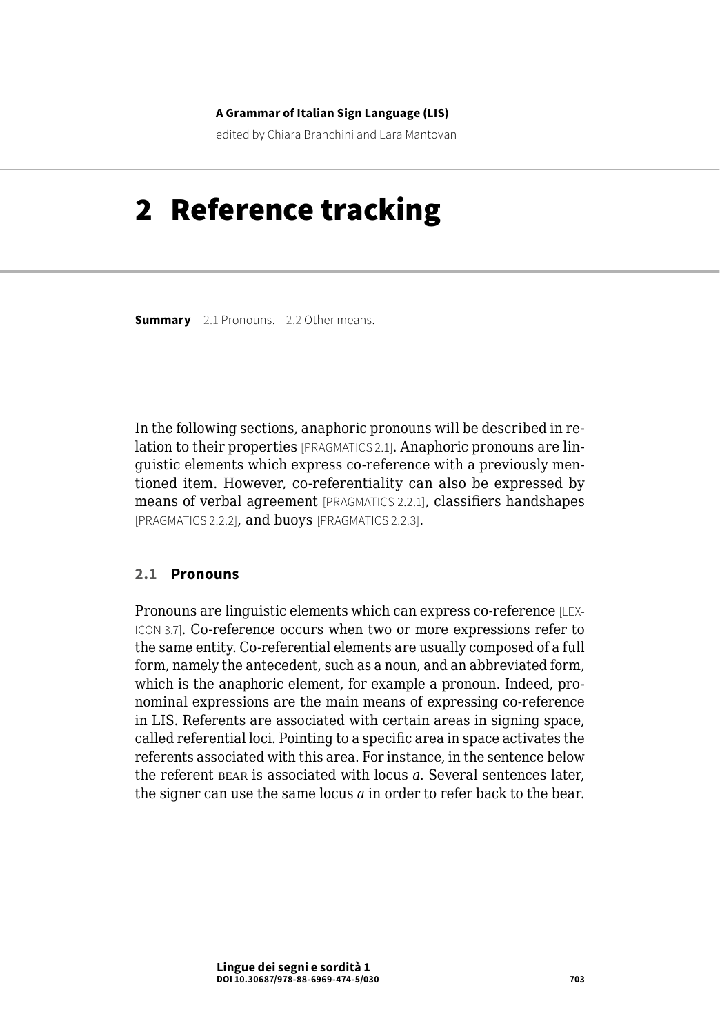**A Grammar of Italian Sign Language (LIS)**

edited by Chiara Branchini and Lara Mantovan

# 2 Reference tracking

**Summary** 2.1 Pronouns. – 2.2 Other means.

In the following sections, anaphoric pronouns will be described in relation to their properties [PRAGMATICS 2.1]. Anaphoric pronouns are linguistic elements which express co-reference with a previously mentioned item. However, co-referentiality can also be expressed by means of verbal agreement [PRAGMATICS 2.2.1], classifiers handshapes [PRAGMATICS 2.2.2], and buoys [PRAGMATICS 2.2.3].

## 2.1 Pronouns

Pronouns are linguistic elements which can express co-reference [LEXICON 3.7]. Co-reference occurs when two or more expressions refer to the same entity. Co-referential elements are usually composed of a full form, namely the antecedent, such as a noun, and an abbreviated form, which is the anaphoric element, for example a pronoun. Indeed, pronominal expressions are the main means of expressing co-reference in LIS. Referents are associated with certain areas in signing space, called referential loci. Pointing to a specific area in space activates the referents associated with this area. For instance, in the sentence below the referent BEAR is associated with locus *a*. Several sentences later, the signer can use the same locus *a* in order to refer back to the bear.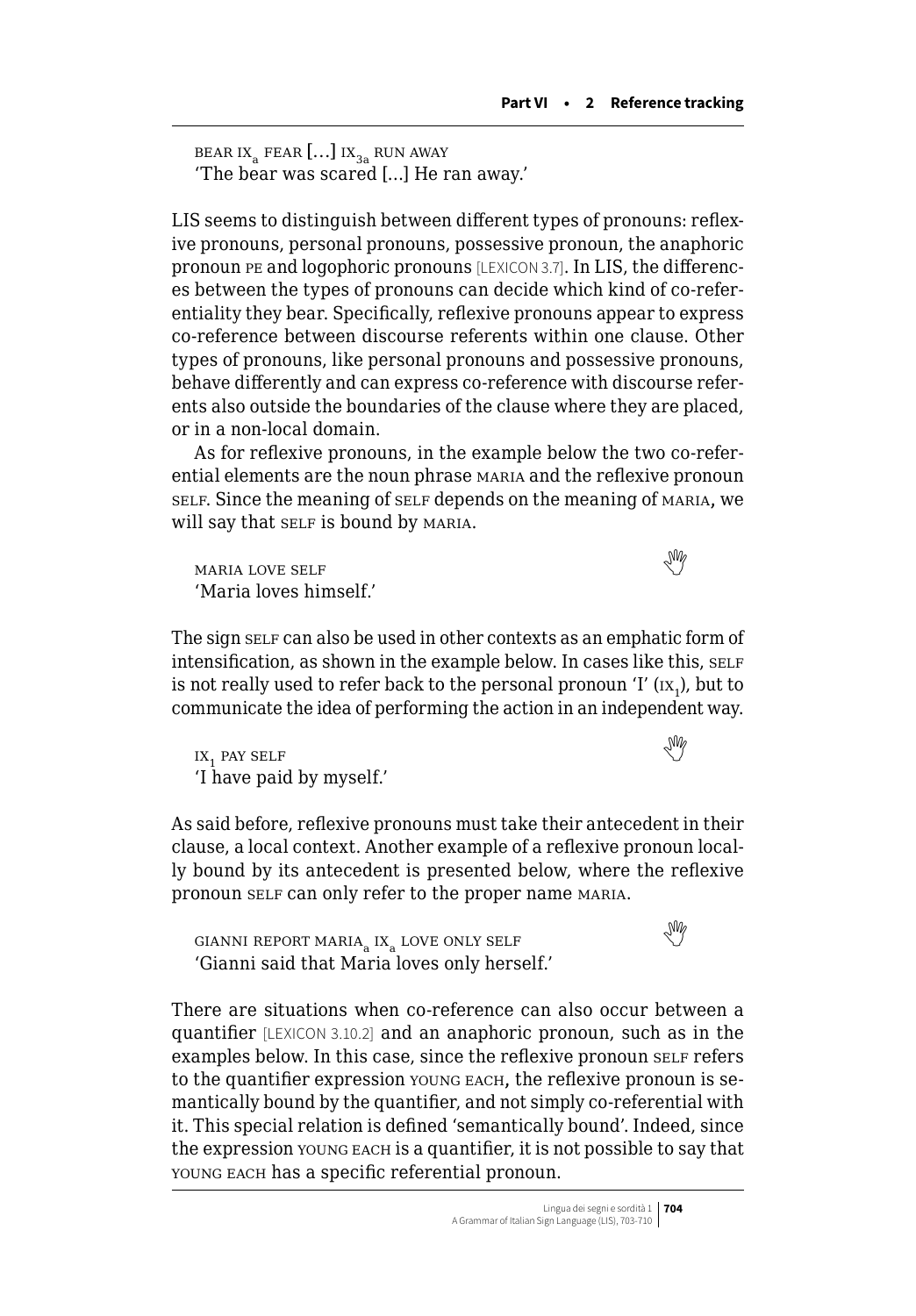BEAR IX$_a$ FEAR […] IX$_{3a}$ RUN AWAY
'The bear was scared […] He ran away.'

LIS seems to distinguish between different types of pronouns: reflexive pronouns, personal pronouns, possessive pronoun, the anaphoric pronoun PE and logophoric pronouns [LEXICON 3.7]. In LIS, the differences between the types of pronouns can decide which kind of co-referentiality they bear. Specifically, reflexive pronouns appear to express co-reference between discourse referents within one clause. Other types of pronouns, like personal pronouns and possessive pronouns, behave differently and can express co-reference with discourse referents also outside the boundaries of the clause where they are placed, or in a non-local domain.

As for reflexive pronouns, in the example below the two co-referential elements are the noun phrase MARIA and the reflexive pronoun SELF. Since the meaning of SELF depends on the meaning of MARIA, we will say that SELF is bound by MARIA.

MARIA LOVE SELF
'Maria loves himself.'

The sign SELF can also be used in other contexts as an emphatic form of intensification, as shown in the example below. In cases like this, SELF is not really used to refer back to the personal pronoun 'I' (IX$_1$), but to communicate the idea of performing the action in an independent way.

IX$_1$ PAY SELF
'I have paid by myself.'

As said before, reflexive pronouns must take their antecedent in their clause, a local context. Another example of a reflexive pronoun locally bound by its antecedent is presented below, where the reflexive pronoun SELF can only refer to the proper name MARIA.

GIANNI REPORT MARIA$_a$ IX$_a$ LOVE ONLY SELF
'Gianni said that Maria loves only herself.'

There are situations when co-reference can also occur between a quantifier [LEXICON 3.10.2] and an anaphoric pronoun, such as in the examples below. In this case, since the reflexive pronoun SELF refers to the quantifier expression YOUNG EACH, the reflexive pronoun is semantically bound by the quantifier, and not simply co-referential with it. This special relation is defined 'semantically bound'. Indeed, since the expression YOUNG EACH is a quantifier, it is not possible to say that YOUNG EACH has a specific referential pronoun.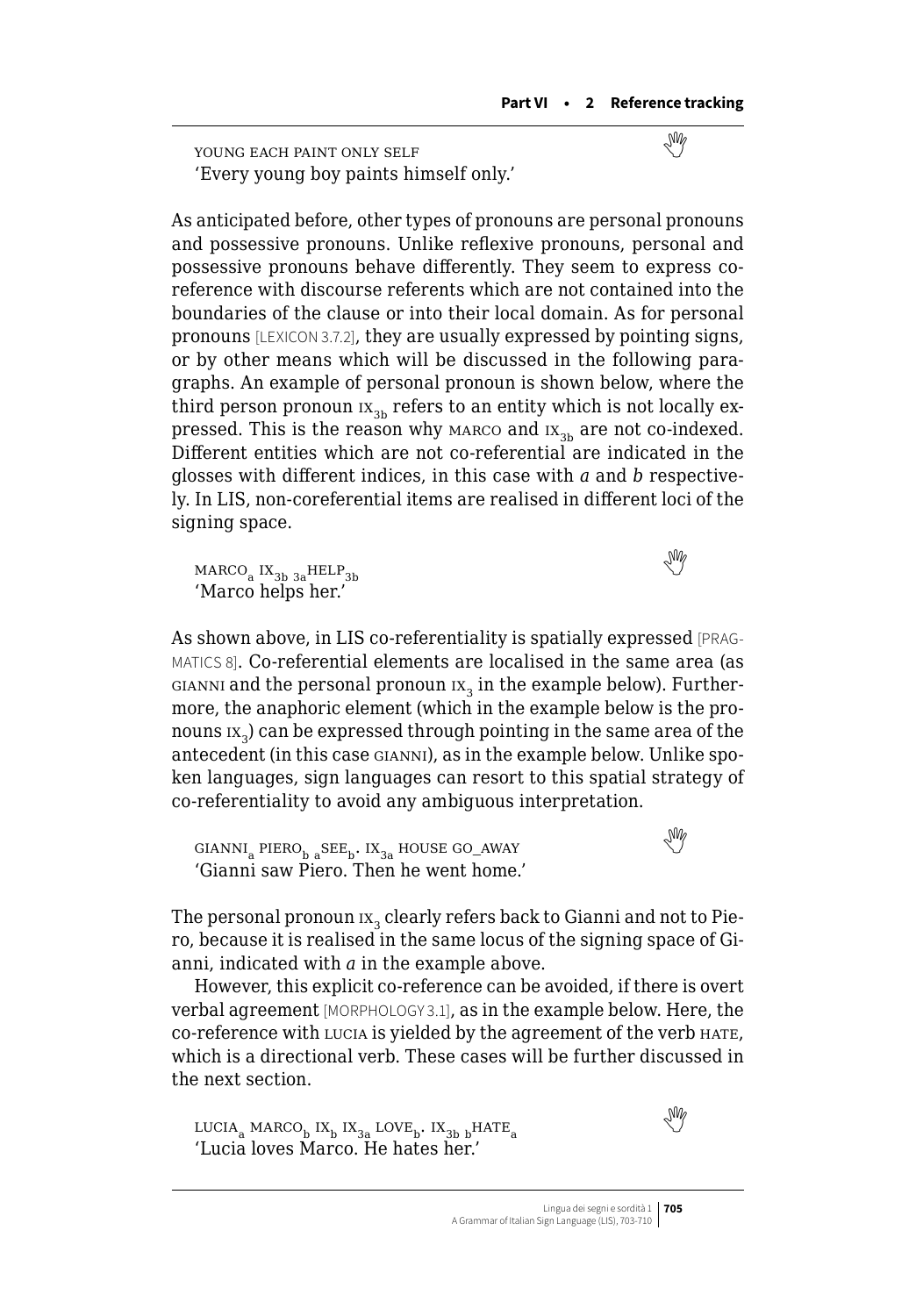YOUNG EACH PAINT ONLY SELF
'Every young boy paints himself only.'

As anticipated before, other types of pronouns are personal pronouns and possessive pronouns. Unlike reflexive pronouns, personal and possessive pronouns behave differently. They seem to express co-reference with discourse referents which are not contained into the boundaries of the clause or into their local domain. As for personal pronouns [LEXICON 3.7.2], they are usually expressed by pointing signs, or by other means which will be discussed in the following paragraphs. An example of personal pronoun is shown below, where the third person pronoun $\text{IX}_{3b}$ refers to an entity which is not locally expressed. This is the reason why MARCO and $\text{IX}_{3b}$ are not co-indexed. Different entities which are not co-referential are indicated in the glosses with different indices, in this case with *a* and *b* respectively. In LIS, non-coreferential items are realised in different loci of the signing space.

$\text{MARCO}_a$ $\text{IX}_{3b}$ $_{3a}\text{HELP}_{3b}$
'Marco helps her.'

As shown above, in LIS co-referentiality is spatially expressed [PRAGMATICS 8]. Co-referential elements are localised in the same area (as GIANNI and the personal pronoun $\text{IX}_3$ in the example below). Furthermore, the anaphoric element (which in the example below is the pronouns $\text{IX}_3$) can be expressed through pointing in the same area of the antecedent (in this case GIANNI), as in the example below. Unlike spoken languages, sign languages can resort to this spatial strategy of co-referentiality to avoid any ambiguous interpretation.

$\text{GIANNI}_a$ $\text{PIERO}_b$ $_a\text{SEE}_b$. $\text{IX}_{3a}$ HOUSE GO_AWAY
'Gianni saw Piero. Then he went home.'

The personal pronoun $\text{IX}_3$ clearly refers back to Gianni and not to Piero, because it is realised in the same locus of the signing space of Gianni, indicated with *a* in the example above.

However, this explicit co-reference can be avoided, if there is overt verbal agreement [MORPHOLOGY 3.1], as in the example below. Here, the co-reference with LUCIA is yielded by the agreement of the verb HATE, which is a directional verb. These cases will be further discussed in the next section.

$\text{LUCIA}_a$ $\text{MARCO}_b$ $\text{IX}_b$ $\text{IX}_{3a}$ $\text{LOVE}_b$. $\text{IX}_{3b}$ $_b\text{HATE}_a$
'Lucia loves Marco. He hates her.'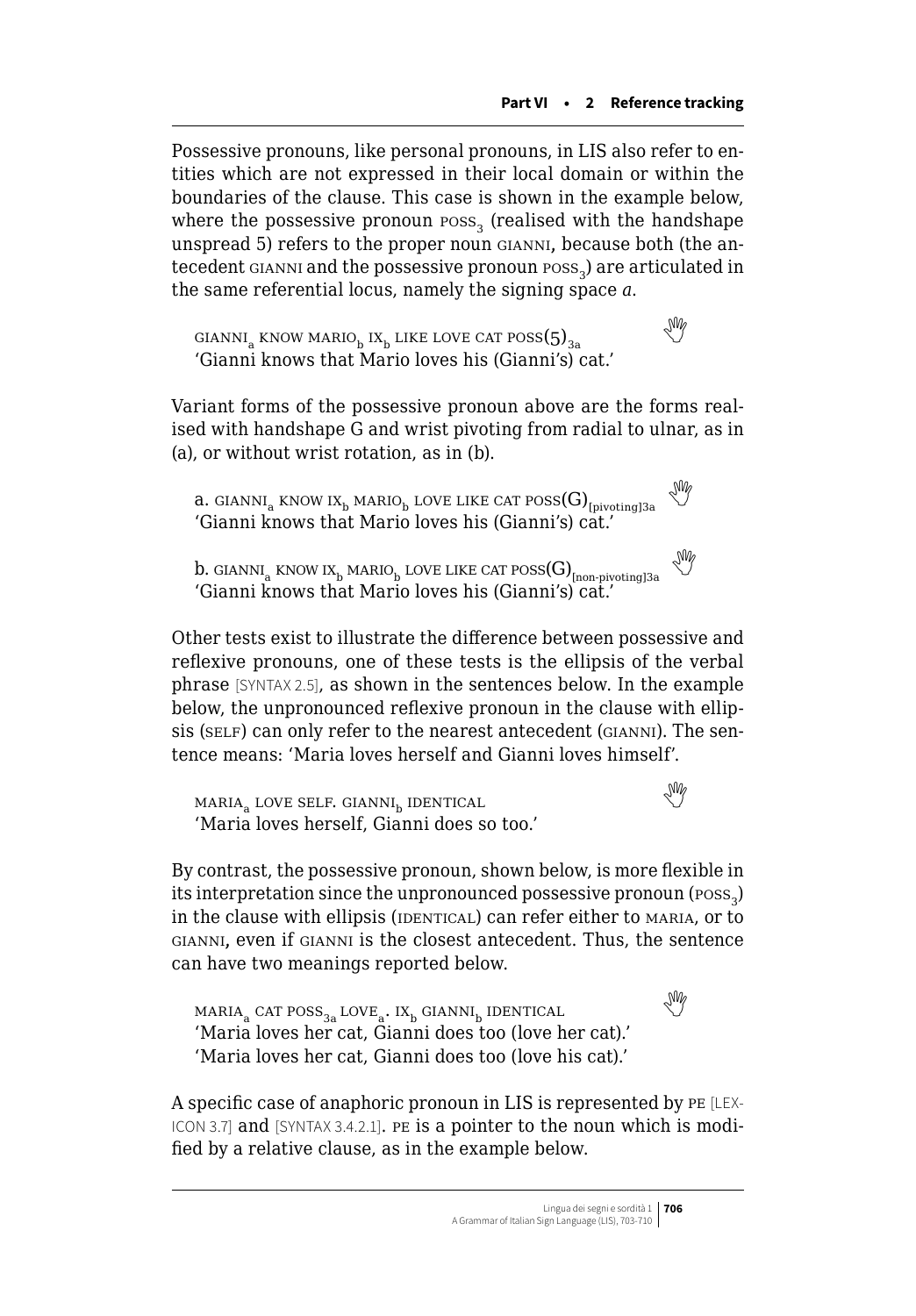Possessive pronouns, like personal pronouns, in LIS also refer to entities which are not expressed in their local domain or within the boundaries of the clause. This case is shown in the example below, where the possessive pronoun $\text{POSS}_3$ (realised with the handshape unspread 5) refers to the proper noun GIANNI, because both (the antecedent GIANNI and the possessive pronoun $\text{POSS}_3$) are articulated in the same referential locus, namely the signing space *a*.

$\text{GIANNI}_a$ KNOW $\text{MARIO}_b$ $\text{IX}_b$ LIKE LOVE CAT $\text{POSS(5)}_{3a}$
'Gianni knows that Mario loves his (Gianni's) cat.'

Variant forms of the possessive pronoun above are the forms realised with handshape G and wrist pivoting from radial to ulnar, as in (a), or without wrist rotation, as in (b).

a. $\text{GIANNI}_a$ KNOW $\text{IX}_b$ $\text{MARIO}_b$ LOVE LIKE CAT $\text{POSS(G)}_{[\text{pivoting}]3a}$
'Gianni knows that Mario loves his (Gianni's) cat.'

b. $\text{GIANNI}_a$ KNOW $\text{IX}_b$ $\text{MARIO}_b$ LOVE LIKE CAT $\text{POSS(G)}_{[\text{non-pivoting}]3a}$
'Gianni knows that Mario loves his (Gianni's) cat.'

Other tests exist to illustrate the difference between possessive and reflexive pronouns, one of these tests is the ellipsis of the verbal phrase [SYNTAX 2.5], as shown in the sentences below. In the example below, the unpronounced reflexive pronoun in the clause with ellipsis (SELF) can only refer to the nearest antecedent (GIANNI). The sentence means: 'Maria loves herself and Gianni loves himself'.

$\text{MARIA}_a$ LOVE SELF. $\text{GIANNI}_b$ IDENTICAL
'Maria loves herself, Gianni does so too.'

By contrast, the possessive pronoun, shown below, is more flexible in its interpretation since the unpronounced possessive pronoun ($\text{POSS}_3$) in the clause with ellipsis (IDENTICAL) can refer either to MARIA, or to GIANNI, even if GIANNI is the closest antecedent. Thus, the sentence can have two meanings reported below.

$\text{MARIA}_a$ CAT $\text{POSS}_{3a}$ $\text{LOVE}_a$. $\text{IX}_b$ $\text{GIANNI}_b$ IDENTICAL
'Maria loves her cat, Gianni does too (love her cat).'
'Maria loves her cat, Gianni does too (love his cat).'

A specific case of anaphoric pronoun in LIS is represented by PE [LEXICON 3.7] and [SYNTAX 3.4.2.1]. PE is a pointer to the noun which is modified by a relative clause, as in the example below.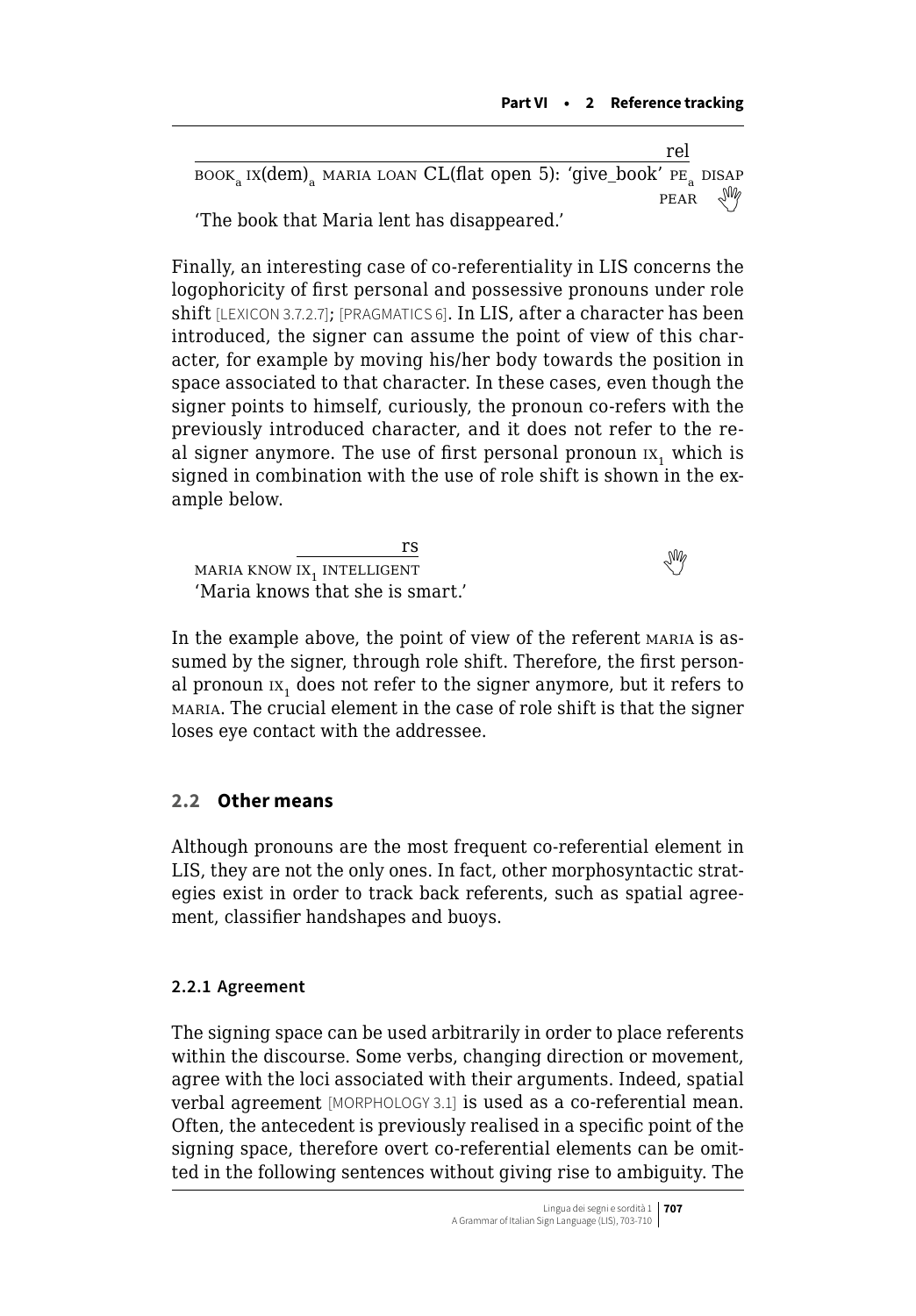rel

BOOK$_a$ IX(dem)$_a$ MARIA LOAN CL(flat open 5): 'give_book' PE$_a$ DISAPPEAR

'The book that Maria lent has disappeared.'

Finally, an interesting case of co-referentiality in LIS concerns the logophoricity of first personal and possessive pronouns under role shift [LEXICON 3.7.2.7]; [PRAGMATICS 6]. In LIS, after a character has been introduced, the signer can assume the point of view of this character, for example by moving his/her body towards the position in space associated to that character. In these cases, even though the signer points to himself, curiously, the pronoun co-refers with the previously introduced character, and it does not refer to the real signer anymore. The use of first personal pronoun IX$_1$ which is signed in combination with the use of role shift is shown in the example below.

rs

MARIA KNOW IX$_1$ INTELLIGENT

'Maria knows that she is smart.'

In the example above, the point of view of the referent MARIA is assumed by the signer, through role shift. Therefore, the first personal pronoun IX$_1$ does not refer to the signer anymore, but it refers to MARIA. The crucial element in the case of role shift is that the signer loses eye contact with the addressee.

## 2.2 Other means

Although pronouns are the most frequent co-referential element in LIS, they are not the only ones. In fact, other morphosyntactic strategies exist in order to track back referents, such as spatial agreement, classifier handshapes and buoys.

### 2.2.1 Agreement

The signing space can be used arbitrarily in order to place referents within the discourse. Some verbs, changing direction or movement, agree with the loci associated with their arguments. Indeed, spatial verbal agreement [MORPHOLOGY 3.1] is used as a co-referential mean. Often, the antecedent is previously realised in a specific point of the signing space, therefore overt co-referential elements can be omitted in the following sentences without giving rise to ambiguity. The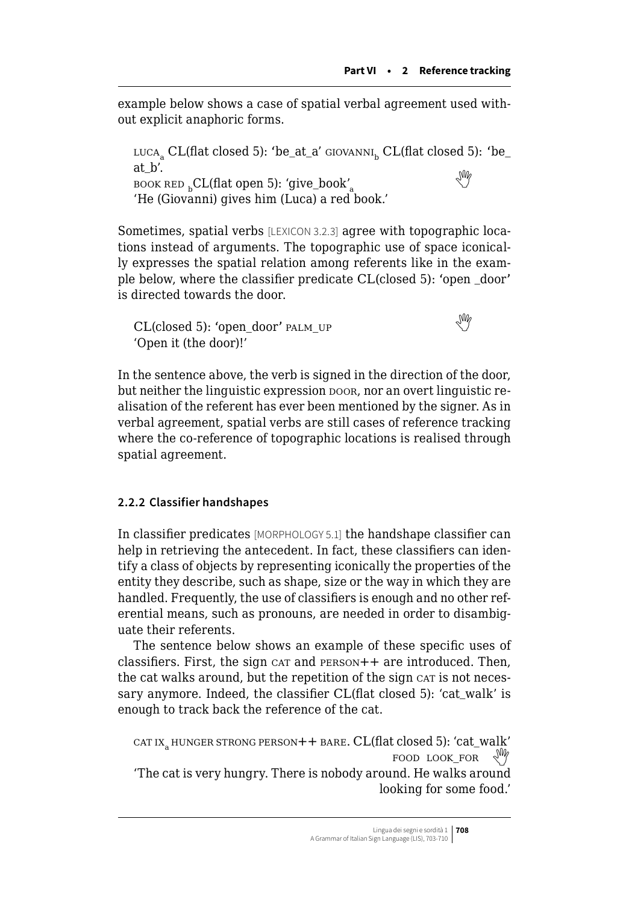example below shows a case of spatial verbal agreement used without explicit anaphoric forms.

> LUCA$_a$ CL(flat closed 5): 'be_at_a' GIOVANNI$_b$ CL(flat closed 5): 'be_at_b'.
> BOOK RED $_b$CL(flat open 5): 'give_book'$_a$
> 'He (Giovanni) gives him (Luca) a red book.'

Sometimes, spatial verbs [LEXICON 3.2.3] agree with topographic locations instead of arguments. The topographic use of space iconically expresses the spatial relation among referents like in the example below, where the classifier predicate CL(closed 5): 'open _door' is directed towards the door.

> CL(closed 5): 'open_door' PALM_UP
> 'Open it (the door)!'

In the sentence above, the verb is signed in the direction of the door, but neither the linguistic expression DOOR, nor an overt linguistic realisation of the referent has ever been mentioned by the signer. As in verbal agreement, spatial verbs are still cases of reference tracking where the co-reference of topographic locations is realised through spatial agreement.

### 2.2.2 Classifier handshapes

In classifier predicates [MORPHOLOGY 5.1] the handshape classifier can help in retrieving the antecedent. In fact, these classifiers can identify a class of objects by representing iconically the properties of the entity they describe, such as shape, size or the way in which they are handled. Frequently, the use of classifiers is enough and no other referential means, such as pronouns, are needed in order to disambiguate their referents.

The sentence below shows an example of these specific uses of classifiers. First, the sign CAT and PERSON++ are introduced. Then, the cat walks around, but the repetition of the sign CAT is not necessary anymore. Indeed, the classifier CL(flat closed 5): 'cat_walk' is enough to track back the reference of the cat.

> CAT IX$_a$ HUNGER STRONG PERSON++ BARE. CL(flat closed 5): 'cat_walk' FOOD LOOK_FOR
> 'The cat is very hungry. There is nobody around. He walks around looking for some food.'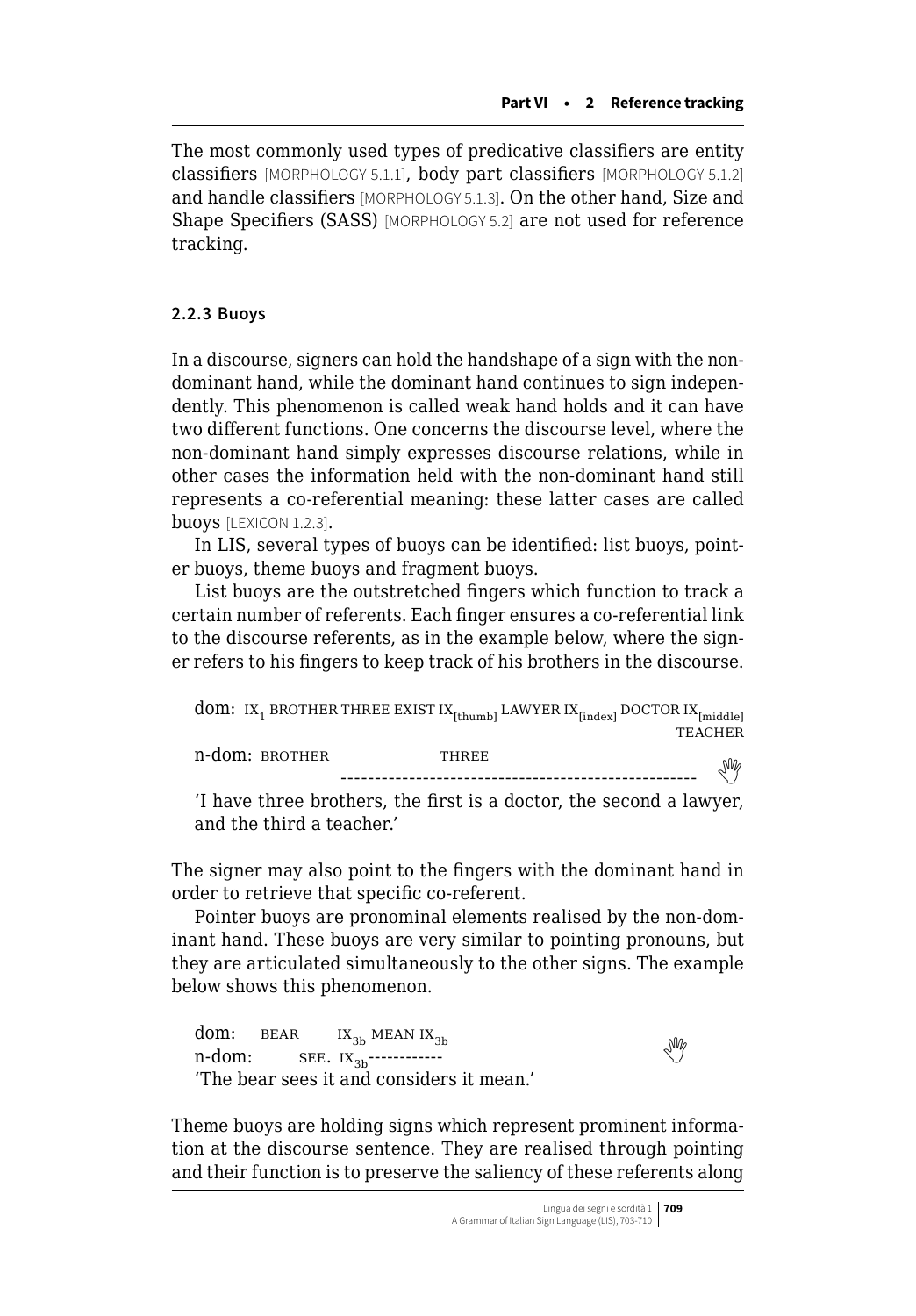The most commonly used types of predicative classifiers are entity classifiers [MORPHOLOGY 5.1.1], body part classifiers [MORPHOLOGY 5.1.2] and handle classifiers [MORPHOLOGY 5.1.3]. On the other hand, Size and Shape Specifiers (SASS) [MORPHOLOGY 5.2] are not used for reference tracking.

### 2.2.3 Buoys

In a discourse, signers can hold the handshape of a sign with the non-dominant hand, while the dominant hand continues to sign independently. This phenomenon is called weak hand holds and it can have two different functions. One concerns the discourse level, where the non-dominant hand simply expresses discourse relations, while in other cases the information held with the non-dominant hand still represents a co-referential meaning: these latter cases are called buoys [LEXICON 1.2.3].

In LIS, several types of buoys can be identified: list buoys, pointer buoys, theme buoys and fragment buoys.

List buoys are the outstretched fingers which function to track a certain number of referents. Each finger ensures a co-referential link to the discourse referents, as in the example below, where the signer refers to his fingers to keep track of his brothers in the discourse.

dom: $\text{IX}_1$ BROTHER THREE EXIST $\text{IX}_{[\text{thumb}]}$ LAWYER $\text{IX}_{[\text{index}]}$ DOCTOR $\text{IX}_{[\text{middle}]}$ TEACHER
n-dom: BROTHER THREE ----------------------------------------------------

'I have three brothers, the first is a doctor, the second a lawyer, and the third a teacher.'

The signer may also point to the fingers with the dominant hand in order to retrieve that specific co-referent.

Pointer buoys are pronominal elements realised by the non-dominant hand. These buoys are very similar to pointing pronouns, but they are articulated simultaneously to the other signs. The example below shows this phenomenon.

dom: BEAR $\text{IX}_{3b}$ MEAN $\text{IX}_{3b}$
n-dom: SEE. $\text{IX}_{3b}$------------
'The bear sees it and considers it mean.'

Theme buoys are holding signs which represent prominent information at the discourse sentence. They are realised through pointing and their function is to preserve the saliency of these referents along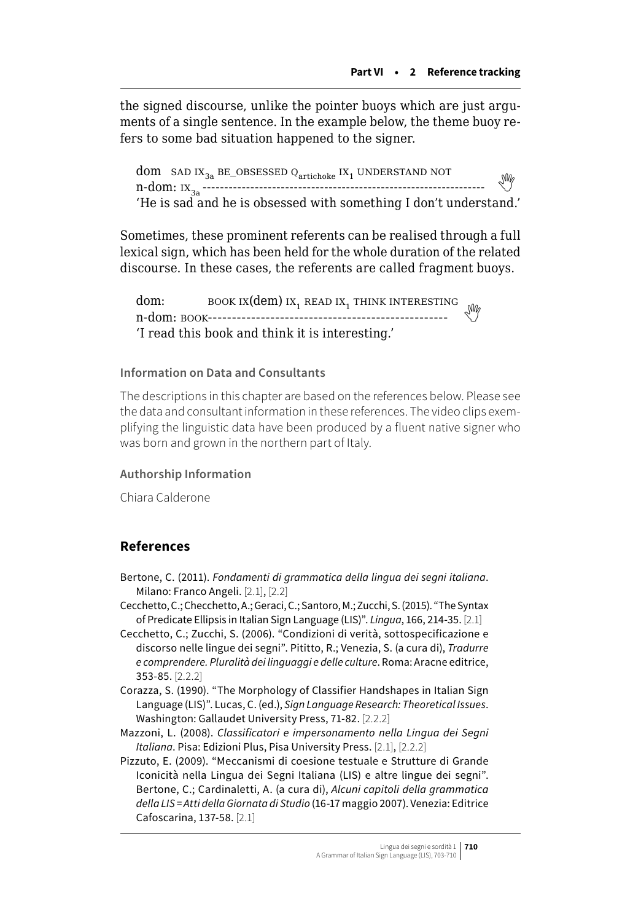the signed discourse, unlike the pointer buoys which are just arguments of a single sentence. In the example below, the theme buoy refers to some bad situation happened to the signer.

dom SAD $IX_{3a}$ BE_OBSESSED $Q_{artichoke}$ $IX_1$ UNDERSTAND NOT
n-dom: $IX_{3a}$---------------------------------------------------------------
'He is sad and he is obsessed with something I don't understand.'

Sometimes, these prominent referents can be realised through a full lexical sign, which has been held for the whole duration of the related discourse. In these cases, the referents are called fragment buoys.

dom: BOOK IX(dem) $IX_1$ READ $IX_1$ THINK INTERESTING
n-dom: BOOK--------------------------------------------------
'I read this book and think it is interesting.'

### Information on Data and Consultants

The descriptions in this chapter are based on the references below. Please see the data and consultant information in these references. The video clips exemplifying the linguistic data have been produced by a fluent native signer who was born and grown in the northern part of Italy.

### Authorship Information

Chiara Calderone

## References

Bertone, C. (2011). *Fondamenti di grammatica della lingua dei segni italiana*. Milano: Franco Angeli. [2.1], [2.2]

Cecchetto, C.; Checchetto, A.; Geraci, C.; Santoro, M.; Zucchi, S. (2015). "The Syntax of Predicate Ellipsis in Italian Sign Language (LIS)". *Lingua*, 166, 214-35. [2.1]

Cecchetto, C.; Zucchi, S. (2006). "Condizioni di verità, sottospecificazione e discorso nelle lingue dei segni". Pititto, R.; Venezia, S. (a cura di), *Tradurre e comprendere. Pluralità dei linguaggi e delle culture*. Roma: Aracne editrice, 353-85. [2.2.2]

Corazza, S. (1990). "The Morphology of Classifier Handshapes in Italian Sign Language (LIS)". Lucas, C. (ed.), *Sign Language Research: Theoretical Issues*. Washington: Gallaudet University Press, 71-82. [2.2.2]

Mazzoni, L. (2008). *Classificatori e impersonamento nella Lingua dei Segni Italiana*. Pisa: Edizioni Plus, Pisa University Press. [2.1], [2.2.2]

Pizzuto, E. (2009). "Meccanismi di coesione testuale e Strutture di Grande Iconicità nella Lingua dei Segni Italiana (LIS) e altre lingue dei segni". Bertone, C.; Cardinaletti, A. (a cura di), *Alcuni capitoli della grammatica della LIS = Atti della Giornata di Studio* (16-17 maggio 2007). Venezia: Editrice Cafoscarina, 137-58. [2.1]